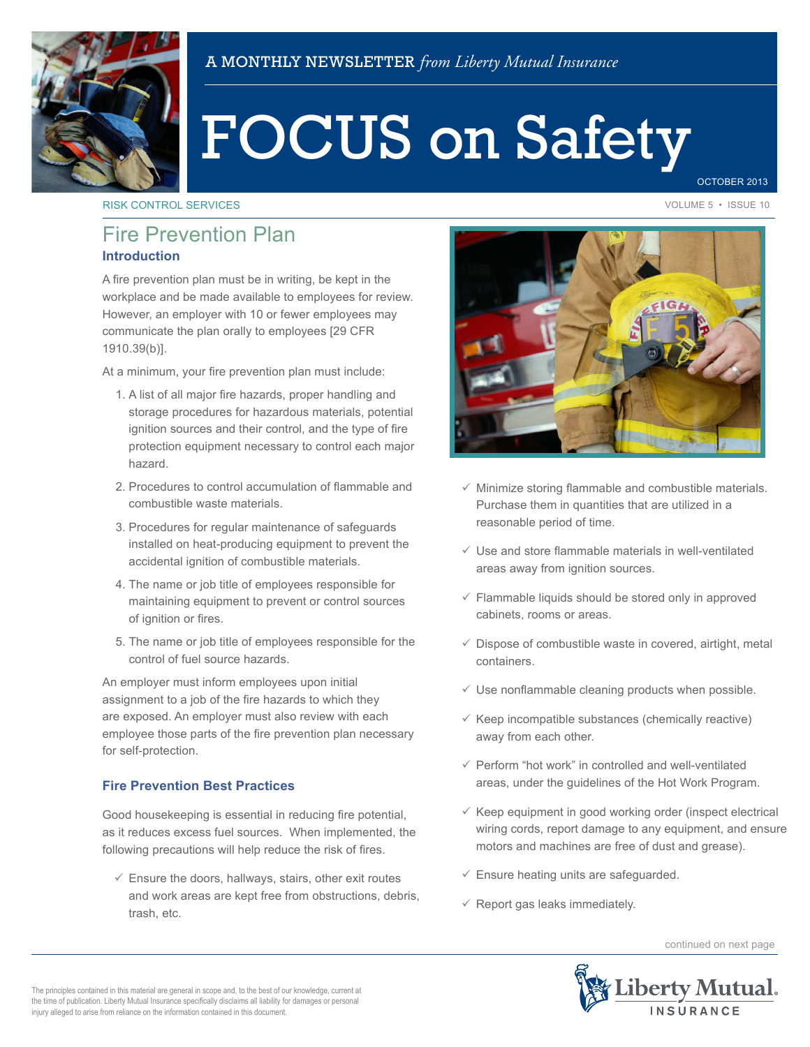A MONTHLY NEWSLETTER *from Liberty Mutual Insurance*

# FOCUS on Safety

OCTOBER 2013

RISK CONTROL SERVICES

## Fire Prevention Plan

### Introduction

A fire prevention plan must be in writing, be kept in the workplace and be made available to employees for review. However, an employer with 10 or fewer employees may communicate the plan orally to employees [29 CFR 1910.39(b)].

At a minimum, your fire prevention plan must include:

1. A list of all major fire hazards, proper handling and storage procedures for hazardous materials, potential ignition sources and their control, and the type of fire protection equipment necessary to control each major hazard.
2. Procedures to control accumulation of flammable and combustible waste materials.
3. Procedures for regular maintenance of safeguards installed on heat-producing equipment to prevent the accidental ignition of combustible materials.
4. The name or job title of employees responsible for maintaining equipment to prevent or control sources of ignition or fires.
5. The name or job title of employees responsible for the control of fuel source hazards.

An employer must inform employees upon initial assignment to a job of the fire hazards to which they are exposed. An employer must also review with each employee those parts of the fire prevention plan necessary for self-protection.

### Fire Prevention Best Practices

Good housekeeping is essential in reducing fire potential, as it reduces excess fuel sources. When implemented, the following precautions will help reduce the risk of fires.

- ✓ Ensure the doors, hallways, stairs, other exit routes and work areas are kept free from obstructions, debris, trash, etc.
- ✓ Minimize storing flammable and combustible materials. Purchase them in quantities that are utilized in a reasonable period of time.
- ✓ Use and store flammable materials in well-ventilated areas away from ignition sources.
- ✓ Flammable liquids should be stored only in approved cabinets, rooms or areas.
- ✓ Dispose of combustible waste in covered, airtight, metal containers.
- ✓ Use nonflammable cleaning products when possible.
- ✓ Keep incompatible substances (chemically reactive) away from each other.
- ✓ Perform "hot work" in controlled and well-ventilated areas, under the guidelines of the Hot Work Program.
- ✓ Keep equipment in good working order (inspect electrical wiring cords, report damage to any equipment, and ensure motors and machines are free of dust and grease).
- ✓ Ensure heating units are safeguarded.
- ✓ Report gas leaks immediately.

continued on next page

The principles contained in this material are general in scope and, to the best of our knowledge, current at the time of publication. Liberty Mutual Insurance specifically disclaims all liability for damages or personal injury alleged to arise from reliance on the information contained in this document.

Liberty Mutual. INSURANCE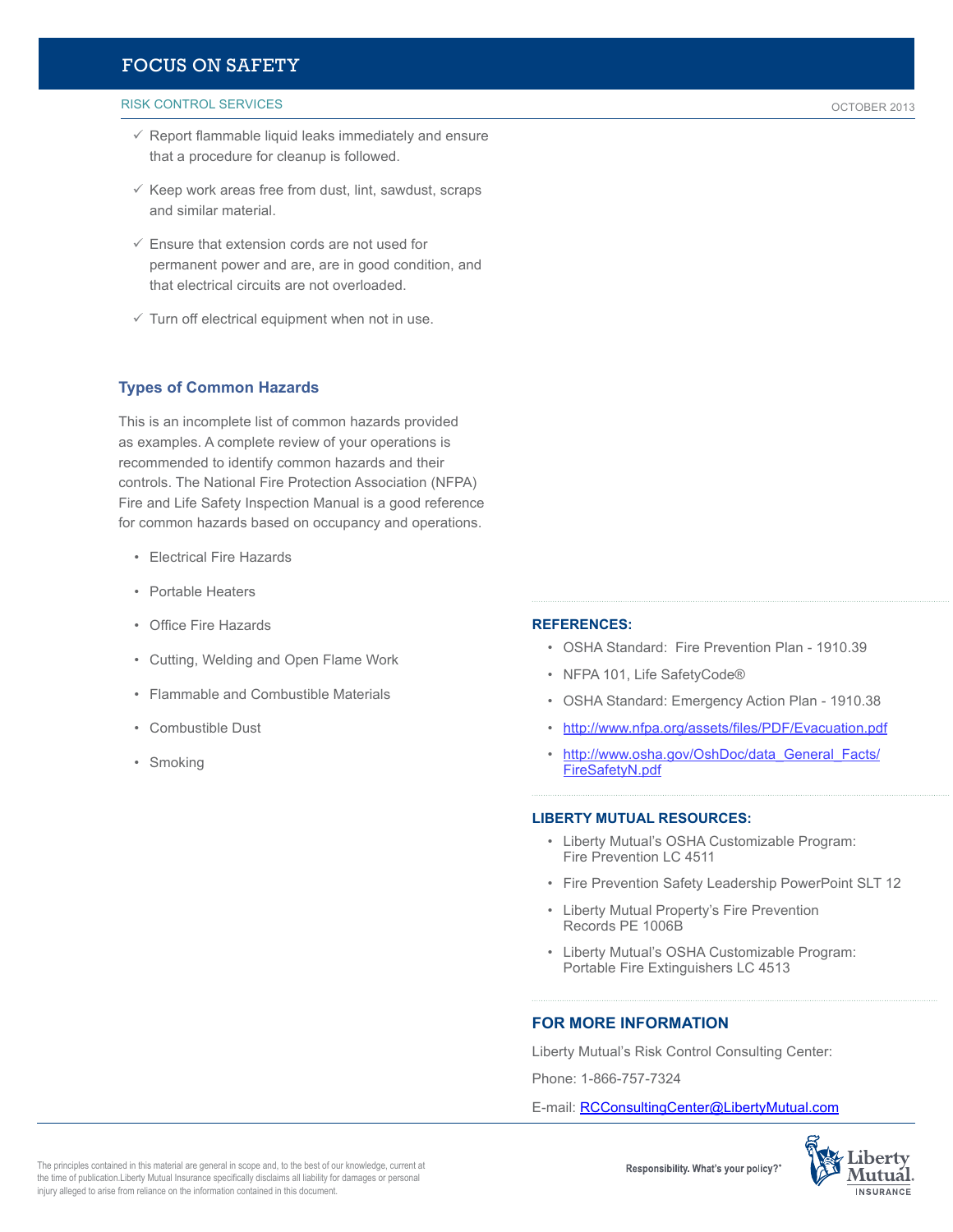- ✓ Report flammable liquid leaks immediately and ensure that a procedure for cleanup is followed.
- ✓ Keep work areas free from dust, lint, sawdust, scraps and similar material.
- ✓ Ensure that extension cords are not used for permanent power and are, are in good condition, and that electrical circuits are not overloaded.
- ✓ Turn off electrical equipment when not in use.

### Types of Common Hazards

This is an incomplete list of common hazards provided as examples. A complete review of your operations is recommended to identify common hazards and their controls. The National Fire Protection Association (NFPA) Fire and Life Safety Inspection Manual is a good reference for common hazards based on occupancy and operations.

- Electrical Fire Hazards
- Portable Heaters
- Office Fire Hazards
- Cutting, Welding and Open Flame Work
- Flammable and Combustible Materials
- Combustible Dust
- Smoking

**REFERENCES:**

- OSHA Standard: Fire Prevention Plan - 1910.39
- NFPA 101, Life SafetyCode®
- OSHA Standard: Emergency Action Plan - 1910.38
- http://www.nfpa.org/assets/files/PDF/Evacuation.pdf
- http://www.osha.gov/OshDoc/data_General_Facts/FireSafetyN.pdf

**LIBERTY MUTUAL RESOURCES:**

- Liberty Mutual's OSHA Customizable Program: Fire Prevention LC 4511
- Fire Prevention Safety Leadership PowerPoint SLT 12
- Liberty Mutual Property's Fire Prevention Records PE 1006B
- Liberty Mutual's OSHA Customizable Program: Portable Fire Extinguishers LC 4513

**FOR MORE INFORMATION**

Liberty Mutual's Risk Control Consulting Center:

Phone: 1-866-757-7324

E-mail: RCConsultingCenter@LibertyMutual.com

The principles contained in this material are general in scope and, to the best of our knowledge, current at the time of publication.Liberty Mutual Insurance specifically disclaims all liability for damages or personal injury alleged to arise from reliance on the information contained in this document.

Responsibility. What's your policy?®